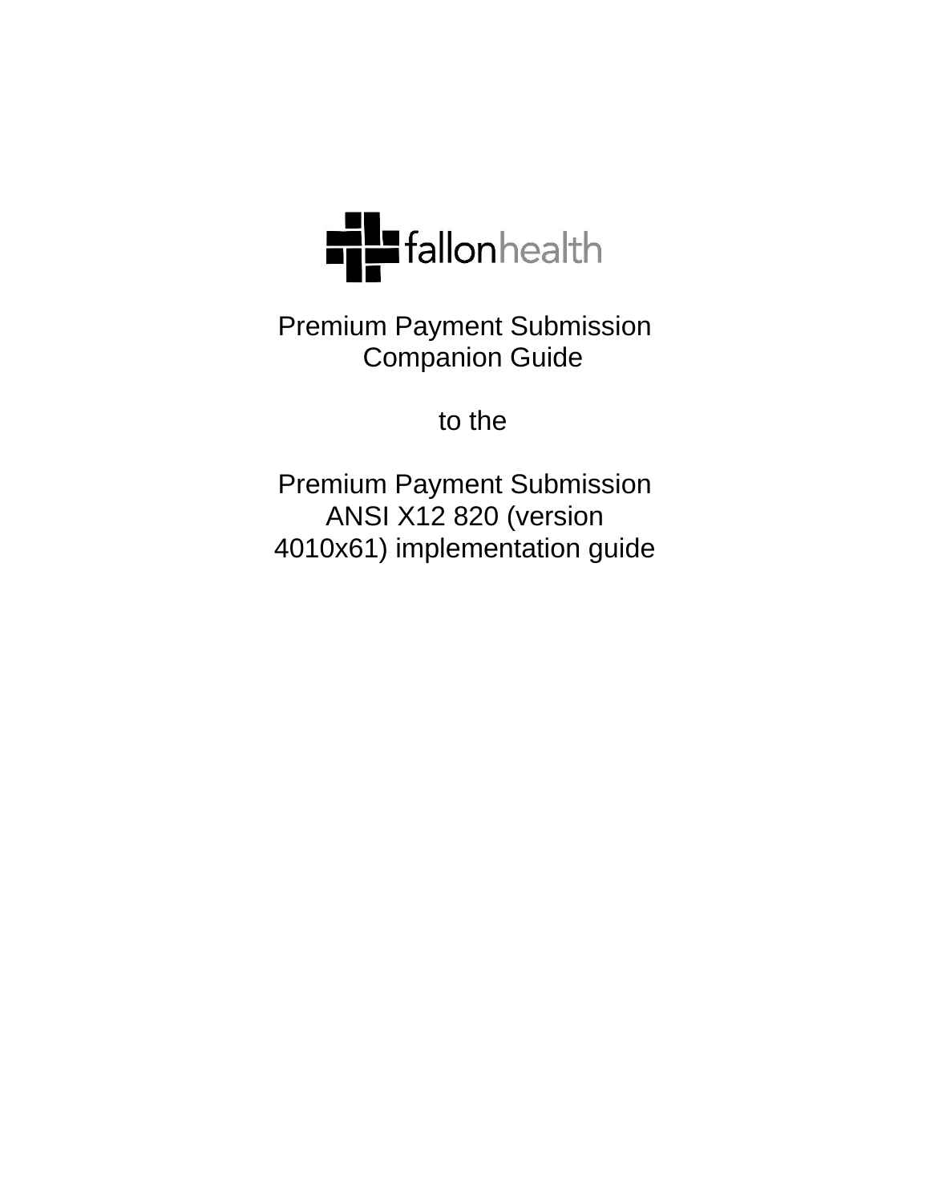fallonhealth

# Premium Payment Submission Companion Guide

to the

Premium Payment Submission ANSI X12 820 (version 4010x61) implementation guide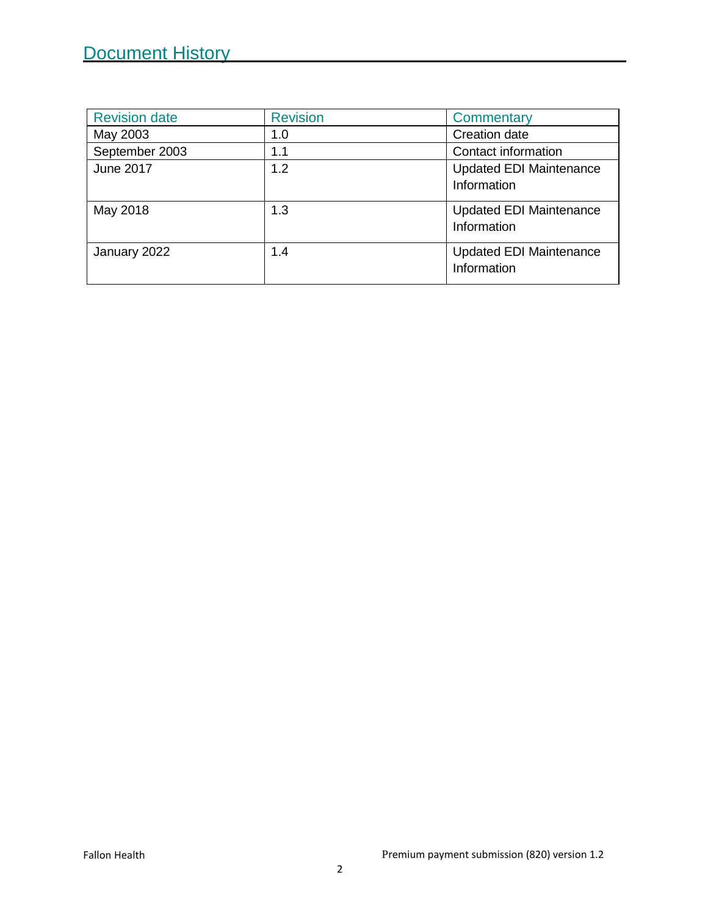# Document History

| Revision date | Revision | Commentary |
|---|---|---|
| May 2003 | 1.0 | Creation date |
| September 2003 | 1.1 | Contact information |
| June 2017 | 1.2 | Updated EDI Maintenance Information |
| May 2018 | 1.3 | Updated EDI Maintenance Information |
| January 2022 | 1.4 | Updated EDI Maintenance Information |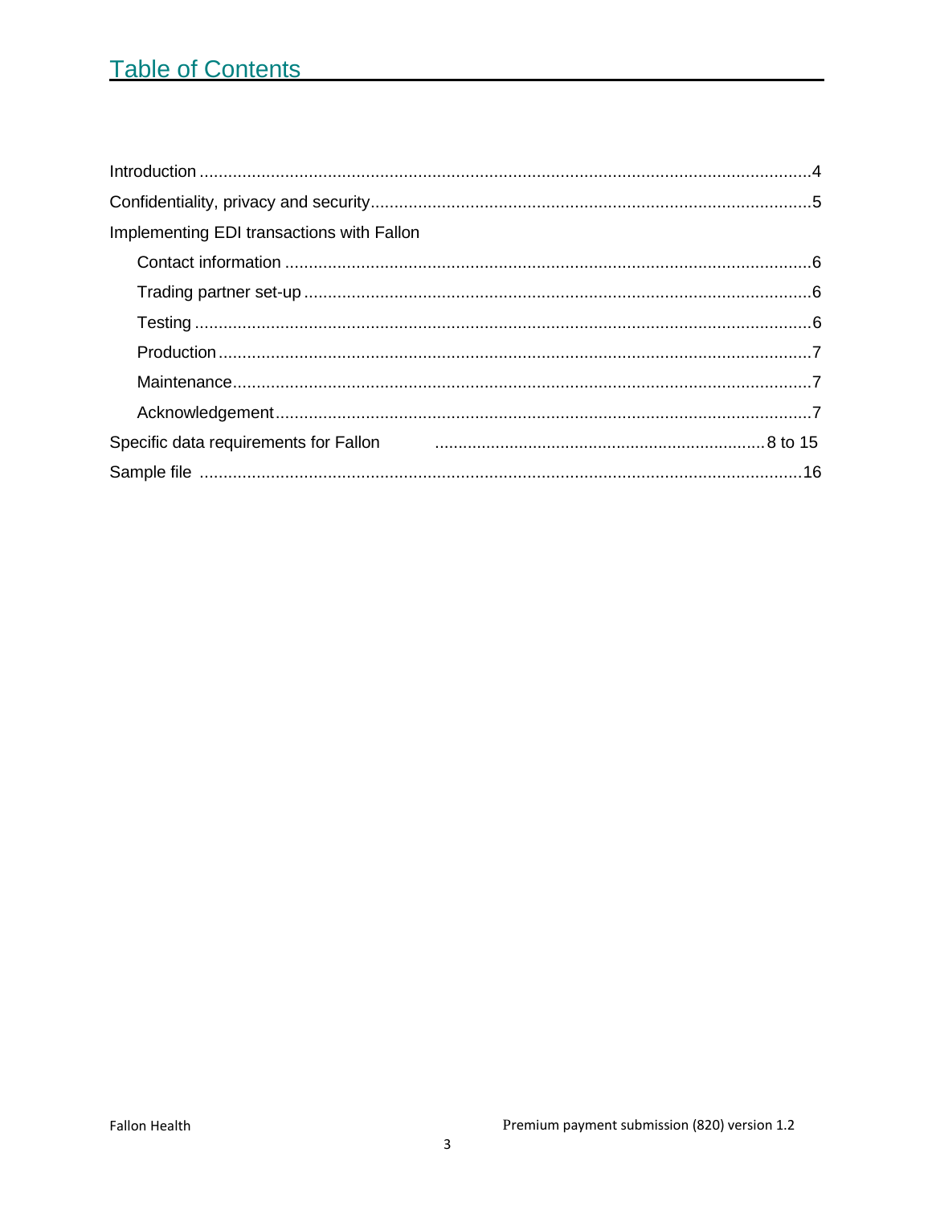# Table of Contents

Introduction .....4

Confidentiality, privacy and security .....5

Implementing EDI transactions with Fallon

- Contact information .....6
- Trading partner set-up .....6
- Testing .....6
- Production .....7
- Maintenance .....7
- Acknowledgement .....7

Specific data requirements for Fallon .....8 to 15

Sample file .....16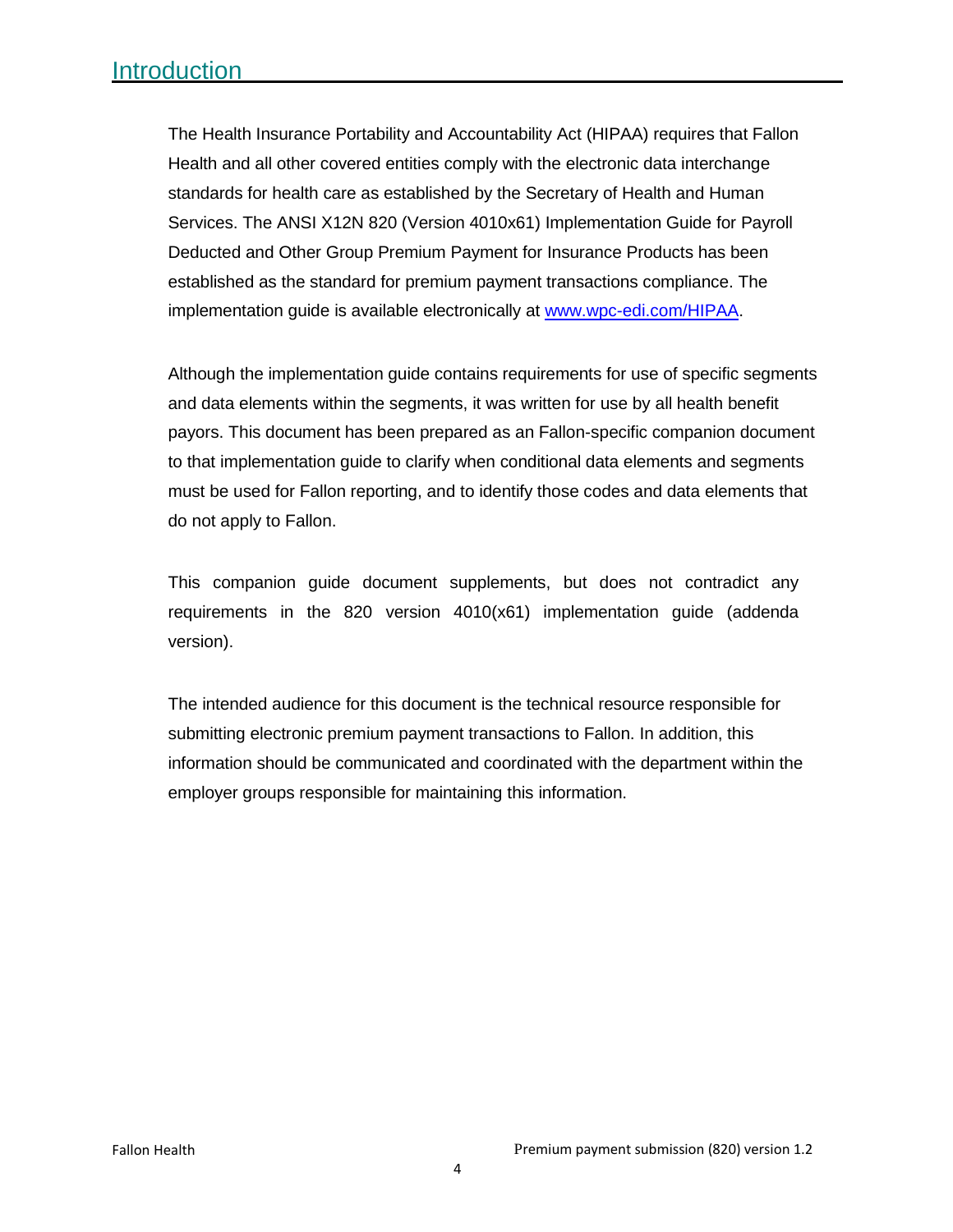# Introduction

The Health Insurance Portability and Accountability Act (HIPAA) requires that Fallon Health and all other covered entities comply with the electronic data interchange standards for health care as established by the Secretary of Health and Human Services. The ANSI X12N 820 (Version 4010x61) Implementation Guide for Payroll Deducted and Other Group Premium Payment for Insurance Products has been established as the standard for premium payment transactions compliance. The implementation guide is available electronically at [www.wpc-edi.com/HIPAA](www.wpc-edi.com/HIPAA).

Although the implementation guide contains requirements for use of specific segments and data elements within the segments, it was written for use by all health benefit payors. This document has been prepared as an Fallon-specific companion document to that implementation guide to clarify when conditional data elements and segments must be used for Fallon reporting, and to identify those codes and data elements that do not apply to Fallon.

This companion guide document supplements, but does not contradict any requirements in the 820 version 4010(x61) implementation guide (addenda version).

The intended audience for this document is the technical resource responsible for submitting electronic premium payment transactions to Fallon. In addition, this information should be communicated and coordinated with the department within the employer groups responsible for maintaining this information.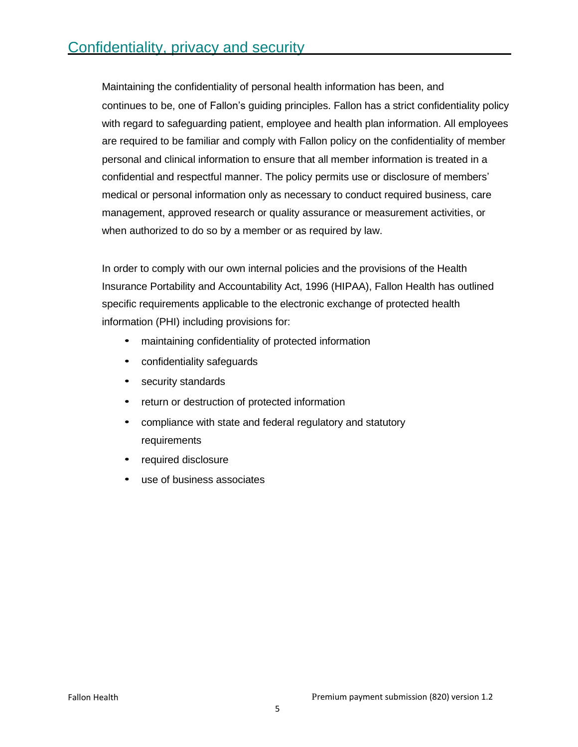## Confidentiality, privacy and security

Maintaining the confidentiality of personal health information has been, and continues to be, one of Fallon's guiding principles. Fallon has a strict confidentiality policy with regard to safeguarding patient, employee and health plan information. All employees are required to be familiar and comply with Fallon policy on the confidentiality of member personal and clinical information to ensure that all member information is treated in a confidential and respectful manner. The policy permits use or disclosure of members' medical or personal information only as necessary to conduct required business, care management, approved research or quality assurance or measurement activities, or when authorized to do so by a member or as required by law.

In order to comply with our own internal policies and the provisions of the Health Insurance Portability and Accountability Act, 1996 (HIPAA), Fallon Health has outlined specific requirements applicable to the electronic exchange of protected health information (PHI) including provisions for:

- maintaining confidentiality of protected information
- confidentiality safeguards
- security standards
- return or destruction of protected information
- compliance with state and federal regulatory and statutory requirements
- required disclosure
- use of business associates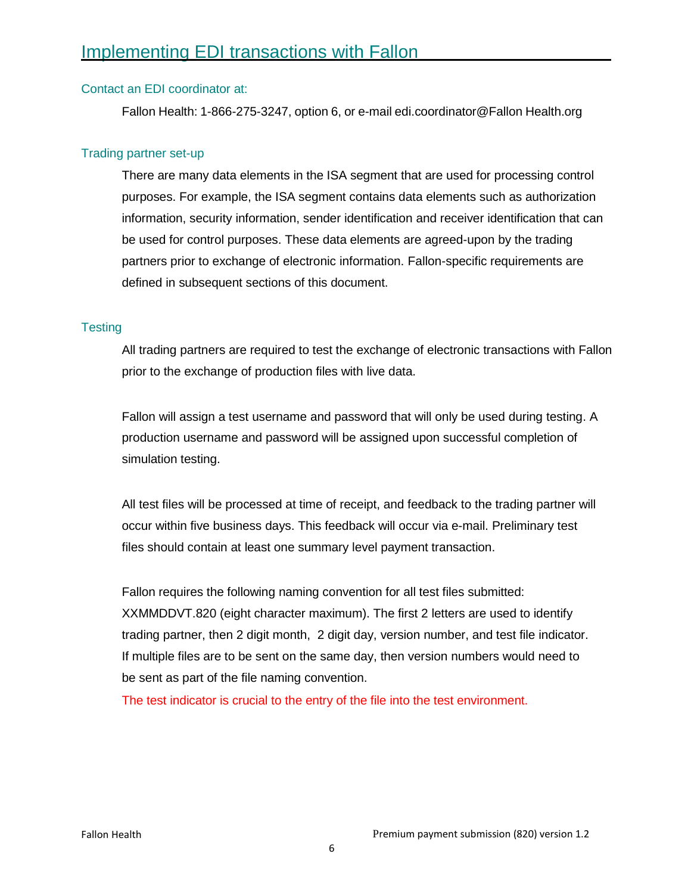# Implementing EDI transactions with Fallon

## Contact an EDI coordinator at:

Fallon Health: 1-866-275-3247, option 6, or e-mail edi.coordinator@Fallon Health.org

## Trading partner set-up

There are many data elements in the ISA segment that are used for processing control purposes. For example, the ISA segment contains data elements such as authorization information, security information, sender identification and receiver identification that can be used for control purposes. These data elements are agreed-upon by the trading partners prior to exchange of electronic information. Fallon-specific requirements are defined in subsequent sections of this document.

## Testing

All trading partners are required to test the exchange of electronic transactions with Fallon prior to the exchange of production files with live data.

Fallon will assign a test username and password that will only be used during testing. A production username and password will be assigned upon successful completion of simulation testing.

All test files will be processed at time of receipt, and feedback to the trading partner will occur within five business days. This feedback will occur via e-mail. Preliminary test files should contain at least one summary level payment transaction.

Fallon requires the following naming convention for all test files submitted: XXMMDDVT.820 (eight character maximum). The first 2 letters are used to identify trading partner, then 2 digit month, 2 digit day, version number, and test file indicator. If multiple files are to be sent on the same day, then version numbers would need to be sent as part of the file naming convention.

The test indicator is crucial to the entry of the file into the test environment.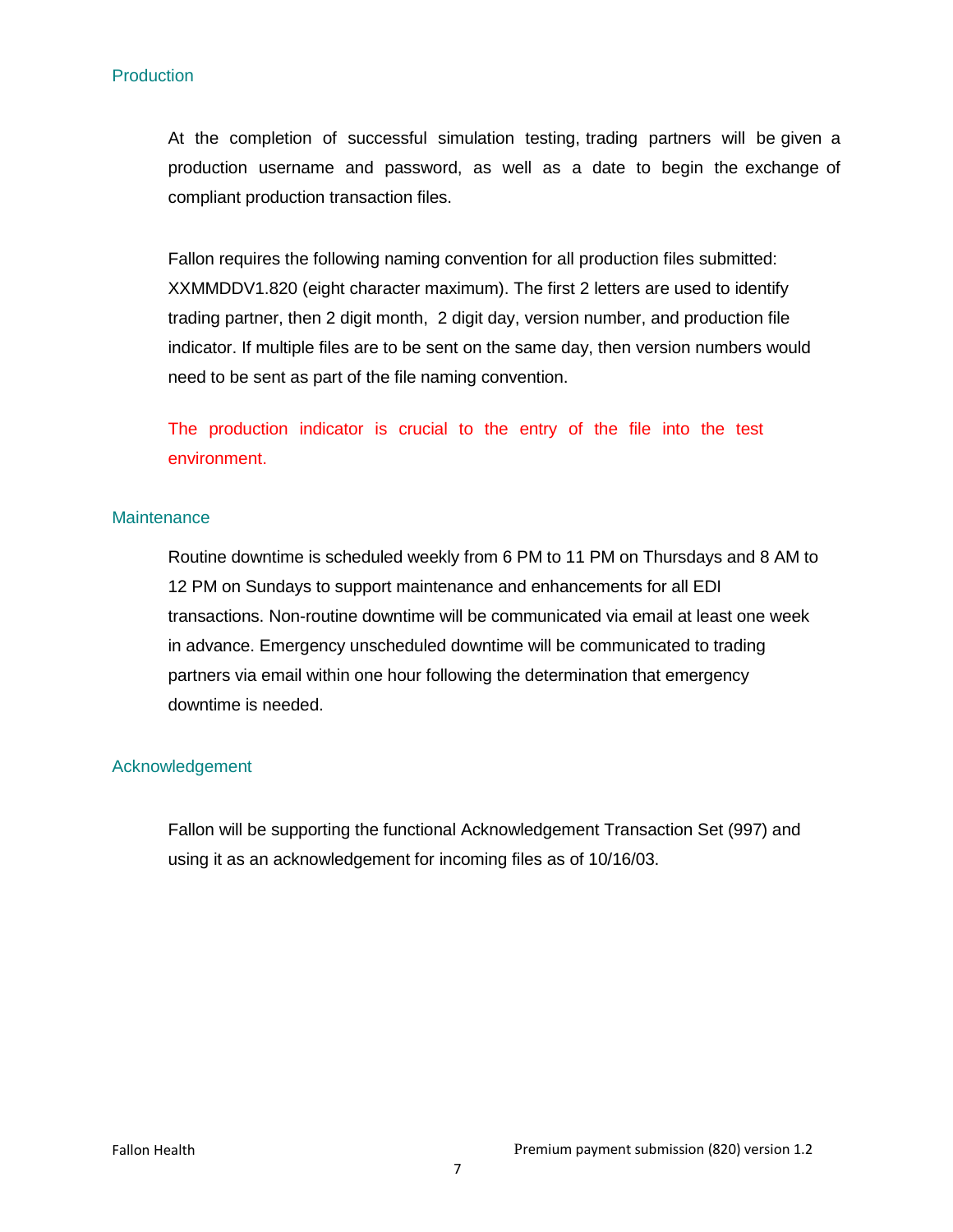## Production

At the completion of successful simulation testing, trading partners will be given a production username and password, as well as a date to begin the exchange of compliant production transaction files.

Fallon requires the following naming convention for all production files submitted: XXMMDDV1.820 (eight character maximum). The first 2 letters are used to identify trading partner, then 2 digit month, 2 digit day, version number, and production file indicator. If multiple files are to be sent on the same day, then version numbers would need to be sent as part of the file naming convention.

The production indicator is crucial to the entry of the file into the test environment.

## Maintenance

Routine downtime is scheduled weekly from 6 PM to 11 PM on Thursdays and 8 AM to 12 PM on Sundays to support maintenance and enhancements for all EDI transactions. Non-routine downtime will be communicated via email at least one week in advance. Emergency unscheduled downtime will be communicated to trading partners via email within one hour following the determination that emergency downtime is needed.

## Acknowledgement

Fallon will be supporting the functional Acknowledgement Transaction Set (997) and using it as an acknowledgement for incoming files as of 10/16/03.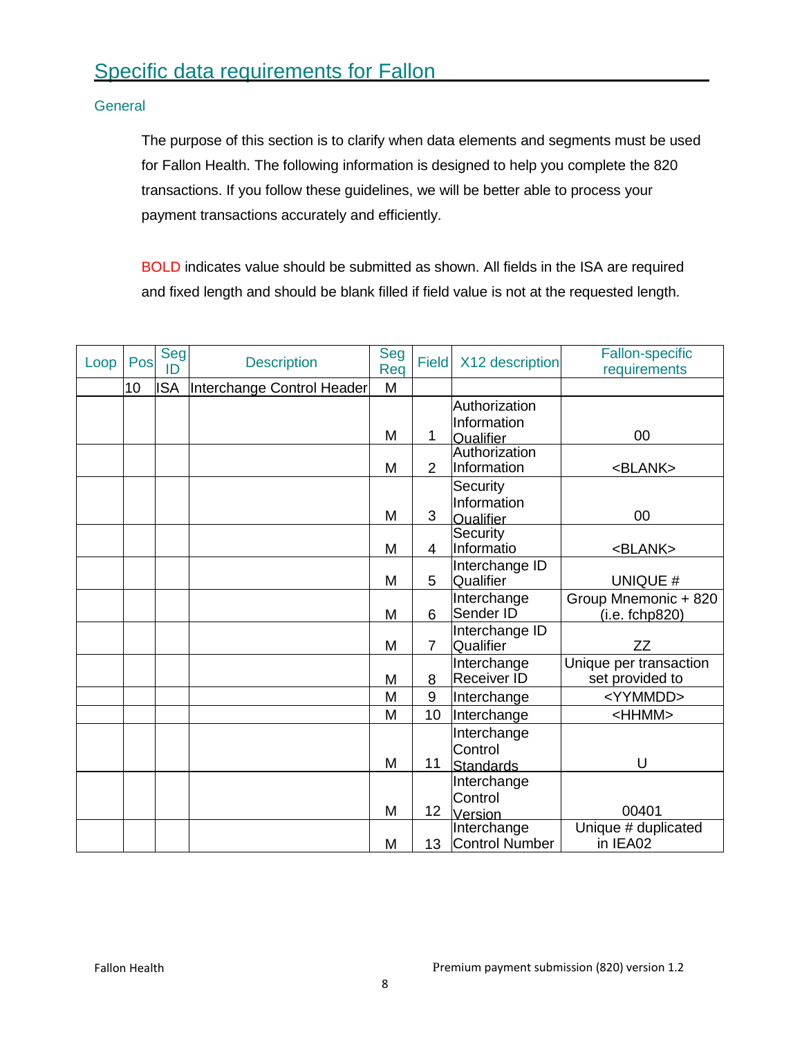# Specific data requirements for Fallon

## General

The purpose of this section is to clarify when data elements and segments must be used for Fallon Health. The following information is designed to help you complete the 820 transactions. If you follow these guidelines, we will be better able to process your payment transactions accurately and efficiently.

BOLD indicates value should be submitted as shown. All fields in the ISA are required and fixed length and should be blank filled if field value is not at the requested length.

| Loop | Pos | Seg ID | Description | Seg Req | Field | X12 description | Fallon-specific requirements |
|---|---|---|---|---|---|---|---|
| | 10 | ISA | Interchange Control Header | M | | | |
| | | | | M | 1 | Authorization Information Qualifier | 00 |
| | | | | M | 2 | Authorization Information | <BLANK> |
| | | | | M | 3 | Security Information Qualifier | 00 |
| | | | | M | 4 | Security Informatio | <BLANK> |
| | | | | M | 5 | Interchange ID Qualifier | UNIQUE # |
| | | | | M | 6 | Interchange Sender ID | Group Mnemonic + 820 (i.e. fchp820) |
| | | | | M | 7 | Interchange ID Qualifier | ZZ |
| | | | | M | 8 | Interchange Receiver ID | Unique per transaction set provided to |
| | | | | M | 9 | Interchange | <YYMMDD> |
| | | | | M | 10 | Interchange | <HHMM> |
| | | | | M | 11 | Interchange Control Standards | U |
| | | | | M | 12 | Interchange Control Version | 00401 |
| | | | | M | 13 | Interchange Control Number | Unique # duplicated in IEA02 |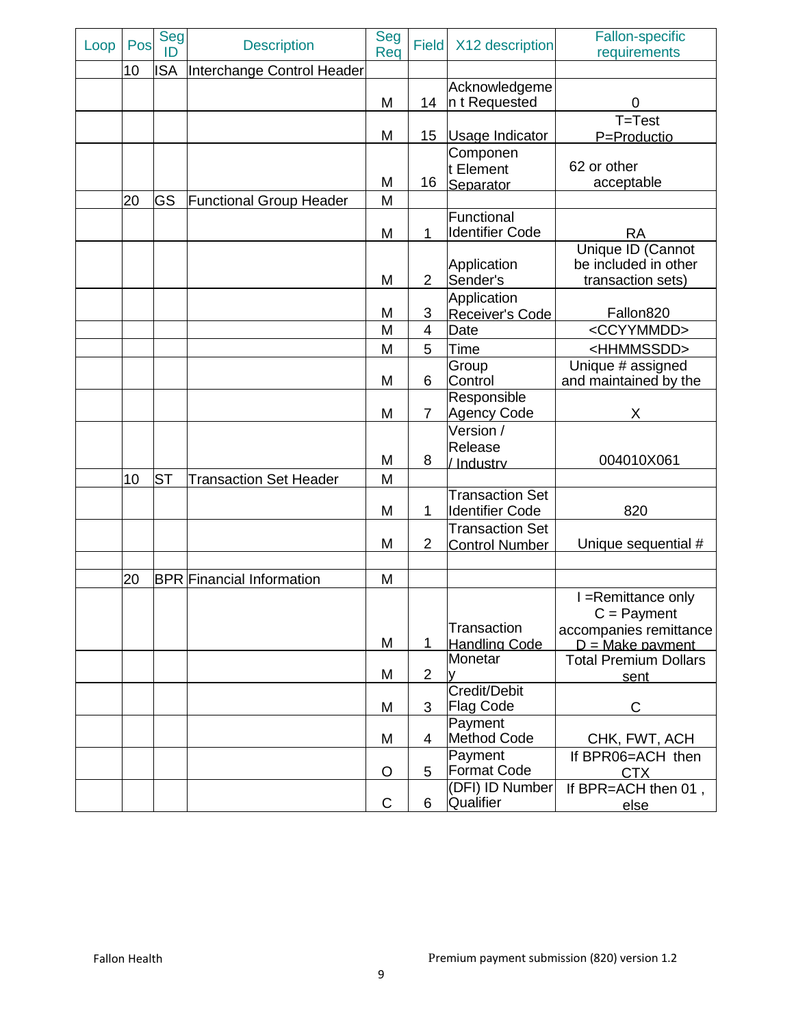| Loop | Pos | Seg ID | Description | Seg Req | Field | X12 description | Fallon-specific requirements |
|---|---|---|---|---|---|---|---|
| | 10 | ISA | Interchange Control Header | | | | |
| | | | | M | 14 | Acknowledgeme n t Requested | 0 |
| | | | | M | 15 | Usage Indicator | T=Test P=Productio |
| | | | | M | 16 | Componen t Element Separator | 62 or other acceptable |
| | 20 | GS | Functional Group Header | M | | | |
| | | | | M | 1 | Functional Identifier Code | RA |
| | | | | M | 2 | Application Sender's | Unique ID (Cannot be included in other transaction sets) |
| | | | | M | 3 | Application Receiver's Code | Fallon820 |
| | | | | M | 4 | Date | <CCYYMMDD> |
| | | | | M | 5 | Time | <HHMMSSDD> |
| | | | | M | 6 | Group Control | Unique # assigned and maintained by the |
| | | | | M | 7 | Responsible Agency Code | X |
| | | | | M | 8 | Version / Release / Industry | 004010X061 |
| | 10 | ST | Transaction Set Header | M | | | |
| | | | | M | 1 | Transaction Set Identifier Code | 820 |
| | | | | M | 2 | Transaction Set Control Number | Unique sequential # |
| | | | | | | | |
| | 20 | BPR | Financial Information | M | | | |
| | | | | M | 1 | Transaction Handling Code | I =Remittance only C = Payment accompanies remittance D = Make payment |
| | | | | M | 2 | Monetar y | Total Premium Dollars sent |
| | | | | M | 3 | Credit/Debit Flag Code | C |
| | | | | M | 4 | Payment Method Code | CHK, FWT, ACH |
| | | | | O | 5 | Payment Format Code | If BPR06=ACH then CTX |
| | | | | C | 6 | (DFI) ID Number Qualifier | If BPR=ACH then 01 , else |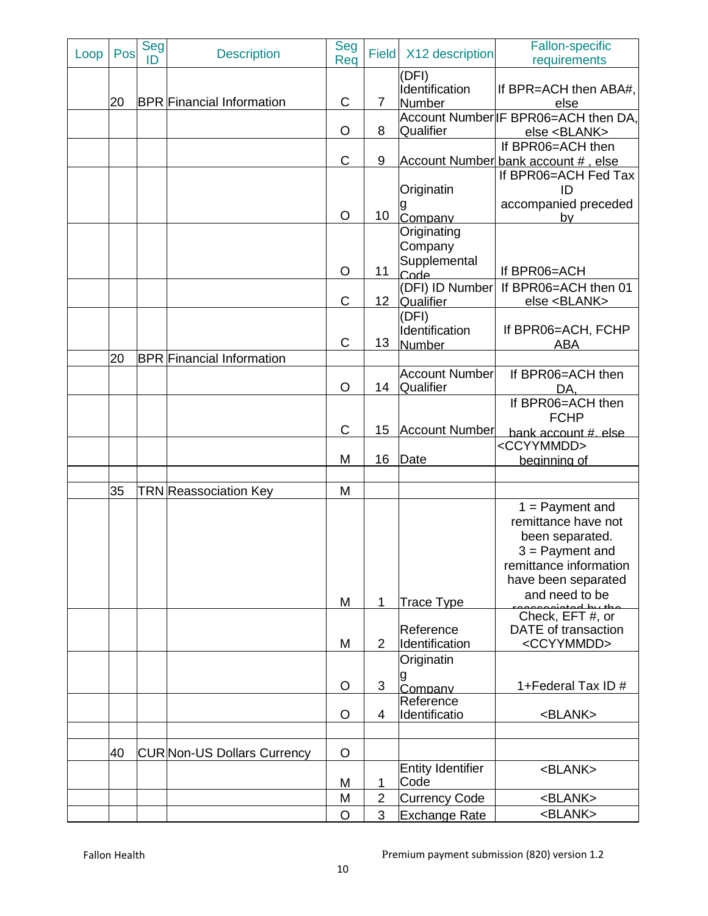| Loop | Pos | Seg ID | Description | Seg Req | Field | X12 description | Fallon-specific requirements |
|---|---|---|---|---|---|---|---|
| | 20 | BPR | Financial Information | C | 7 | (DFI) Identification Number | If BPR=ACH then ABA#, else |
| | | | | O | 8 | Account Number Qualifier | IF BPR06=ACH then DA, else <BLANK> |
| | | | | C | 9 | Account Number | If BPR06=ACH then bank account # , else |
| | | | | O | 10 | Originatin g Company | If BPR06=ACH Fed Tax ID accompanied preceded by |
| | | | | O | 11 | Originating Company Supplemental Code | If BPR06=ACH |
| | | | | C | 12 | (DFI) ID Number Qualifier | If BPR06=ACH then 01 else <BLANK> |
| | | | | C | 13 | (DFI) Identification Number | If BPR06=ACH, FCHP ABA |
| | 20 | BPR | Financial Information | | | | |
| | | | | O | 14 | Account Number Qualifier | If BPR06=ACH then DA, |
| | | | | C | 15 | Account Number | If BPR06=ACH then FCHP bank account #, else |
| | | | | M | 16 | Date | <CCYYMMDD> beginning of |
| | | | | | | | |
| | 35 | TRN | Reassociation Key | M | | | |
| | | | | M | 1 | Trace Type | 1 = Payment and remittance have not been separated. 3 = Payment and remittance information have been separated and need to be reassociated by the |
| | | | | M | 2 | Reference Identification | Check, EFT #, or DATE of transaction <CCYYMMDD> |
| | | | | O | 3 | Originatin g Company | 1+Federal Tax ID # |
| | | | | O | 4 | Reference Identificatio | <BLANK> |
| | | | | | | | |
| | 40 | CUR | Non-US Dollars Currency | O | | | |
| | | | | M | 1 | Entity Identifier Code | <BLANK> |
| | | | | M | 2 | Currency Code | <BLANK> |
| | | | | O | 3 | Exchange Rate | <BLANK> |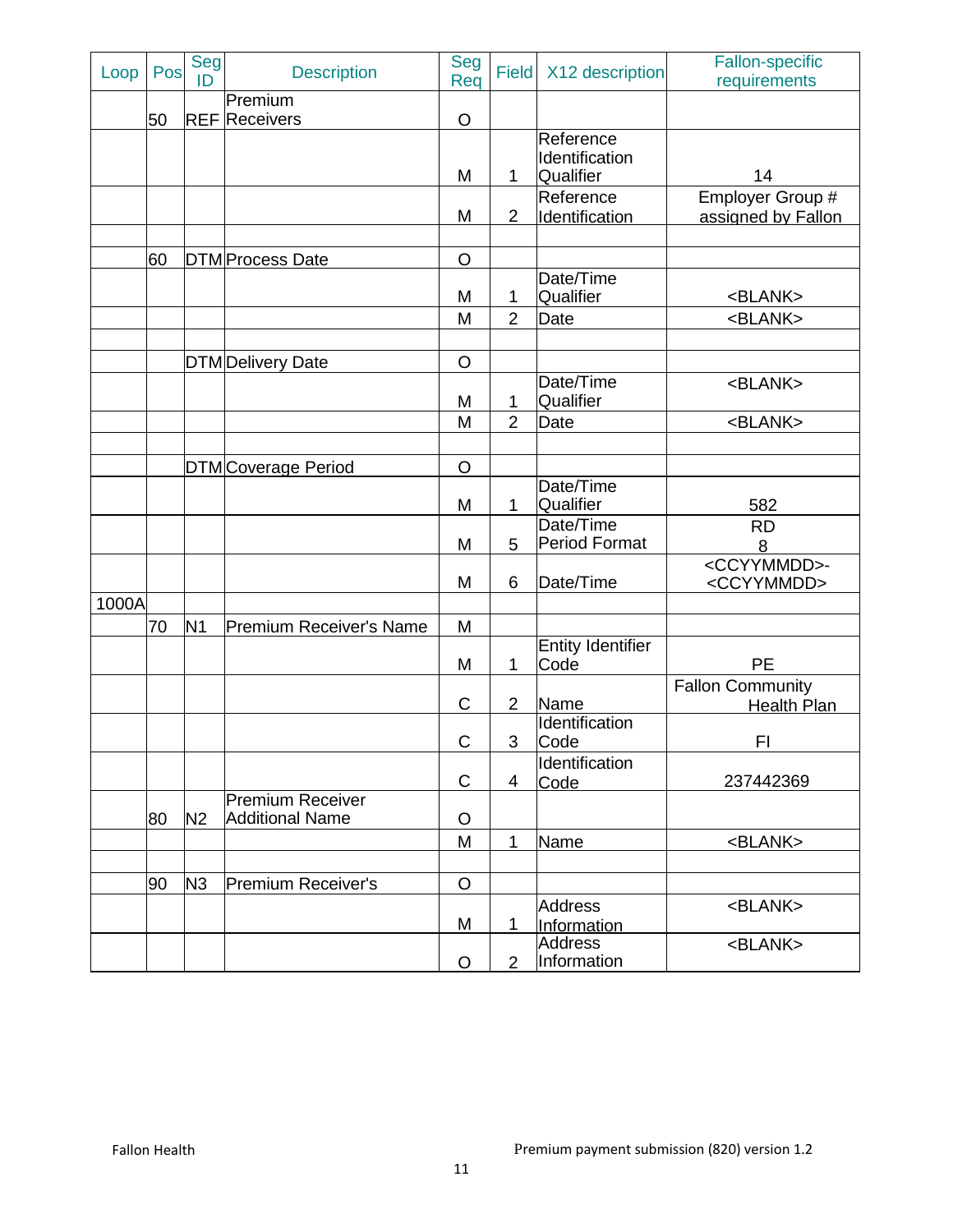| Loop | Pos | Seg ID | Description | Seg Req | Field | X12 description | Fallon-specific requirements |
|---|---|---|---|---|---|---|---|
| | 50 | REF | Premium Receivers | O | | | |
| | | | | M | 1 | Reference Identification Qualifier | 14 |
| | | | | M | 2 | Reference Identification | Employer Group # assigned by Fallon |
| | | | | | | | |
| | 60 | DTM | Process Date | O | | | |
| | | | | M | 1 | Date/Time Qualifier | <BLANK> |
| | | | | M | 2 | Date | <BLANK> |
| | | | | | | | |
| | | DTM | Delivery Date | O | | | |
| | | | | M | 1 | Date/Time Qualifier | <BLANK> |
| | | | | M | 2 | Date | <BLANK> |
| | | | | | | | |
| | | DTM | Coverage Period | O | | | |
| | | | | M | 1 | Date/Time Qualifier | 582 |
| | | | | M | 5 | Date/Time Period Format | RD 8 |
| | | | | M | 6 | Date/Time | <CCYYMMDD>-<CCYYMMDD> |
| 1000A | | | | | | | |
| | 70 | N1 | Premium Receiver's Name | M | | | |
| | | | | M | 1 | Entity Identifier Code | PE |
| | | | | C | 2 | Name | Fallon Community Health Plan |
| | | | | C | 3 | Identification Code | FI |
| | | | | C | 4 | Identification Code | 237442369 |
| | 80 | N2 | Premium Receiver Additional Name | O | | | |
| | | | | M | 1 | Name | <BLANK> |
| | | | | | | | |
| | 90 | N3 | Premium Receiver's | O | | | |
| | | | | M | 1 | Address Information | <BLANK> |
| | | | | O | 2 | Address Information | <BLANK> |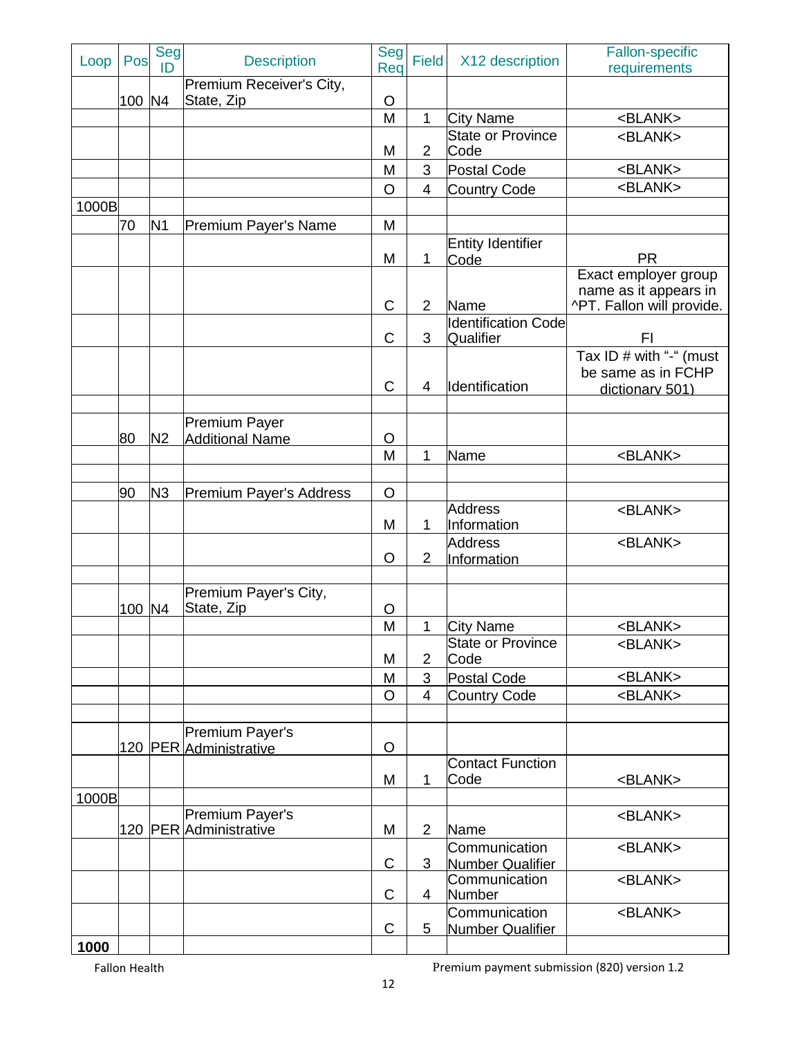| Loop | Pos | Seg ID | Description | Seg Req | Field | X12 description | Fallon-specific requirements |
|---|---|---|---|---|---|---|---|
| | 100 | N4 | Premium Receiver's City, State, Zip | O | | | |
| | | | | M | 1 | City Name | <BLANK> |
| | | | | M | 2 | State or Province Code | <BLANK> |
| | | | | M | 3 | Postal Code | <BLANK> |
| | | | | O | 4 | Country Code | <BLANK> |
| 1000B | | | | | | | |
| | 70 | N1 | Premium Payer's Name | M | | | |
| | | | | M | 1 | Entity Identifier Code | PR |
| | | | | C | 2 | Name | Exact employer group name as it appears in ^PT. Fallon will provide. |
| | | | | C | 3 | Identification Code Qualifier | FI |
| | | | | C | 4 | Identification | Tax ID # with "-" (must be same as in FCHP dictionary 501) |
| | | | | | | | |
| | 80 | N2 | Premium Payer Additional Name | O | | | |
| | | | | M | 1 | Name | <BLANK> |
| | | | | | | | |
| | 90 | N3 | Premium Payer's Address | O | | | |
| | | | | M | 1 | Address Information | <BLANK> |
| | | | | O | 2 | Address Information | <BLANK> |
| | | | | | | | |
| | 100 | N4 | Premium Payer's City, State, Zip | O | | | |
| | | | | M | 1 | City Name | <BLANK> |
| | | | | M | 2 | State or Province Code | <BLANK> |
| | | | | M | 3 | Postal Code | <BLANK> |
| | | | | O | 4 | Country Code | <BLANK> |
| | | | | | | | |
| | 120 | PER | Premium Payer's Administrative | O | | | |
| | | | | M | 1 | Contact Function Code | <BLANK> |
| 1000B | | | | | | | |
| | 120 | PER | Premium Payer's Administrative | M | 2 | Name | <BLANK> |
| | | | | C | 3 | Communication Number Qualifier | <BLANK> |
| | | | | C | 4 | Communication Number | <BLANK> |
| | | | | C | 5 | Communication Number Qualifier | <BLANK> |
| **1000** | | | | | | | |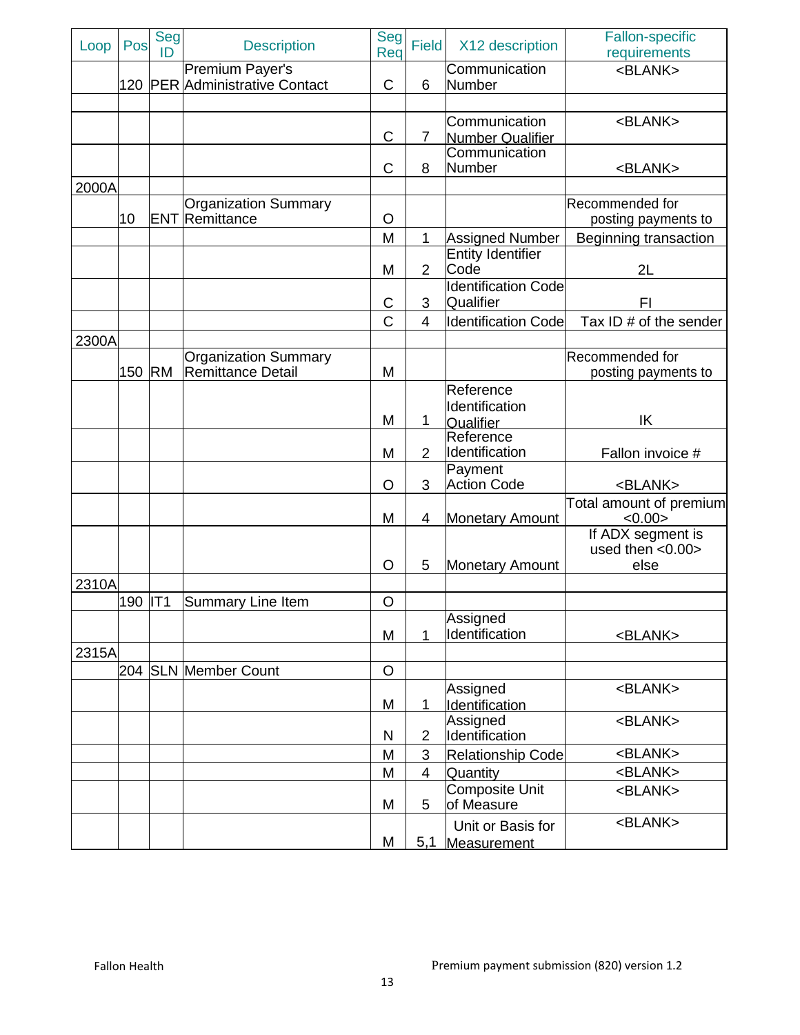| Loop | Pos | Seg ID | Description | Seg Req | Field | X12 description | Fallon-specific requirements |
|---|---|---|---|---|---|---|---|
| | 120 | PER | Premium Payer's Administrative Contact | C | 6 | Communication Number | <BLANK> |
| | | | | | | | |
| | | | | C | 7 | Communication Number Qualifier | <BLANK> |
| | | | | C | 8 | Communication Number | <BLANK> |
| 2000A | | | | | | | |
| | 10 | ENT | Organization Summary Remittance | O | | | Recommended for posting payments to |
| | | | | M | 1 | Assigned Number | Beginning transaction |
| | | | | M | 2 | Entity Identifier Code | 2L |
| | | | | C | 3 | Identification Code Qualifier | FI |
| | | | | C | 4 | Identification Code | Tax ID # of the sender |
| 2300A | | | | | | | |
| | 150 | RM | Organization Summary Remittance Detail | M | | | Recommended for posting payments to |
| | | | | M | 1 | Reference Identification Qualifier | IK |
| | | | | M | 2 | Reference Identification | Fallon invoice # |
| | | | | O | 3 | Payment Action Code | <BLANK> |
| | | | | M | 4 | Monetary Amount | Total amount of premium <0.00> |
| | | | | O | 5 | Monetary Amount | If ADX segment is used then <0.00> else |
| 2310A | | | | | | | |
| | 190 | IT1 | Summary Line Item | O | | | |
| | | | | M | 1 | Assigned Identification | <BLANK> |
| 2315A | | | | | | | |
| | 204 | SLN | Member Count | O | | | |
| | | | | M | 1 | Assigned Identification | <BLANK> |
| | | | | N | 2 | Assigned Identification | <BLANK> |
| | | | | M | 3 | Relationship Code | <BLANK> |
| | | | | M | 4 | Quantity | <BLANK> |
| | | | | M | 5 | Composite Unit of Measure | <BLANK> |
| | | | | M | 5,1 | Unit or Basis for Measurement | <BLANK> |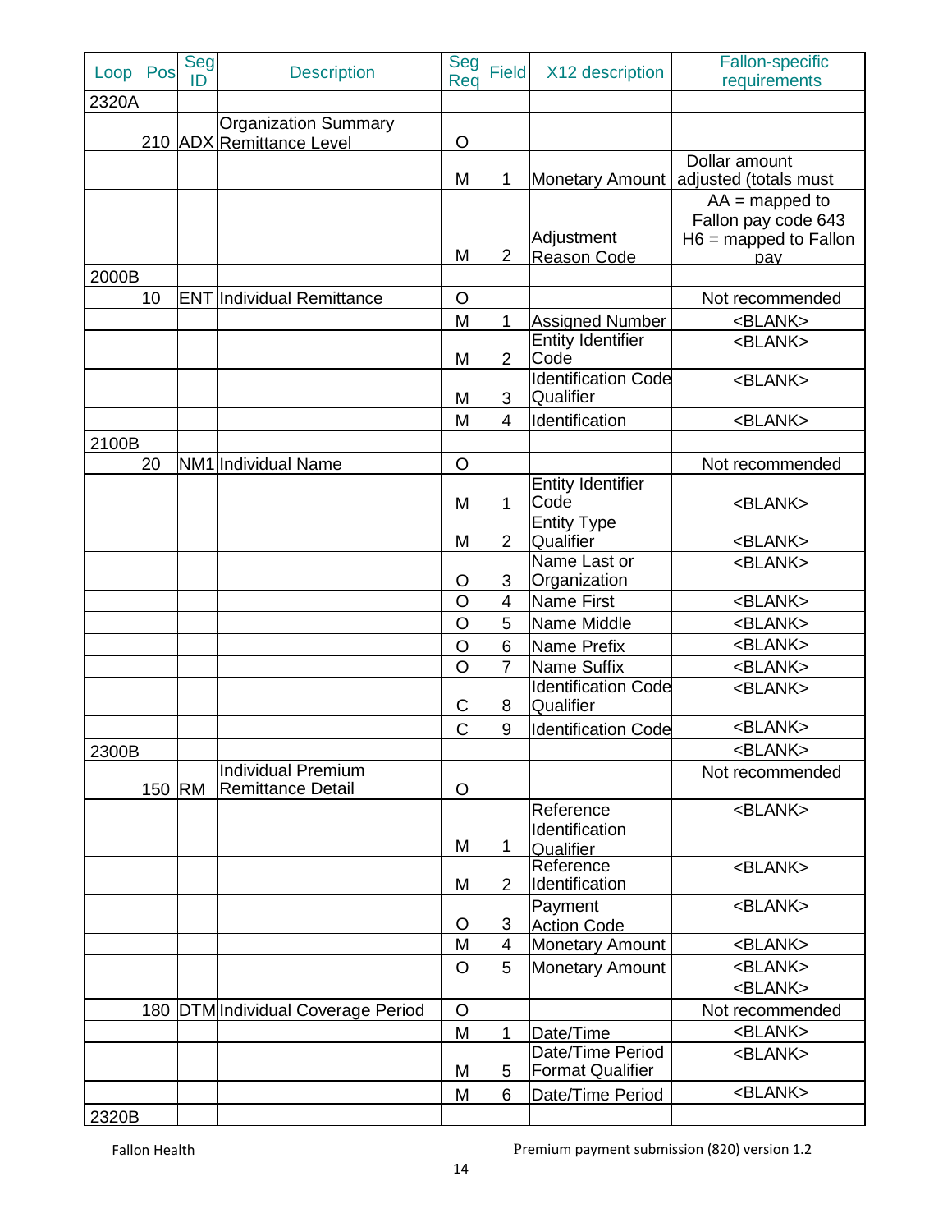| Loop | Pos | Seg ID | Description | Seg Req | Field | X12 description | Fallon-specific requirements |
|---|---|---|---|---|---|---|---|
| 2320A | | | | | | | |
| | 210 | ADX | Organization Summary Remittance Level | O | | | |
| | | | | M | 1 | Monetary Amount | Dollar amount adjusted (totals must |
| | | | | M | 2 | Adjustment Reason Code | AA = mapped to Fallon pay code 643 H6 = mapped to Fallon pay |
| 2000B | | | | | | | |
| | 10 | ENT | Individual Remittance | O | | | Not recommended |
| | | | | M | 1 | Assigned Number | <BLANK> |
| | | | | M | 2 | Entity Identifier Code | <BLANK> |
| | | | | M | 3 | Identification Code Qualifier | <BLANK> |
| | | | | M | 4 | Identification | <BLANK> |
| 2100B | | | | | | | |
| | 20 | NM1 | Individual Name | O | | | Not recommended |
| | | | | M | 1 | Entity Identifier Code | <BLANK> |
| | | | | M | 2 | Entity Type Qualifier | <BLANK> |
| | | | | O | 3 | Name Last or Organization | <BLANK> |
| | | | | O | 4 | Name First | <BLANK> |
| | | | | O | 5 | Name Middle | <BLANK> |
| | | | | O | 6 | Name Prefix | <BLANK> |
| | | | | O | 7 | Name Suffix | <BLANK> |
| | | | | C | 8 | Identification Code Qualifier | <BLANK> |
| | | | | C | 9 | Identification Code | <BLANK> |
| 2300B | | | | | | | <BLANK> |
| | 150 | RM | Individual Premium Remittance Detail | O | | | Not recommended |
| | | | | M | 1 | Reference Identification Qualifier | <BLANK> |
| | | | | M | 2 | Reference Identification | <BLANK> |
| | | | | O | 3 | Payment Action Code | <BLANK> |
| | | | | M | 4 | Monetary Amount | <BLANK> |
| | | | | O | 5 | Monetary Amount | <BLANK> |
| | | | | | | | <BLANK> |
| | 180 | DTM | Individual Coverage Period | O | | | Not recommended |
| | | | | M | 1 | Date/Time | <BLANK> |
| | | | | M | 5 | Date/Time Period Format Qualifier | <BLANK> |
| | | | | M | 6 | Date/Time Period | <BLANK> |
| 2320B | | | | | | | |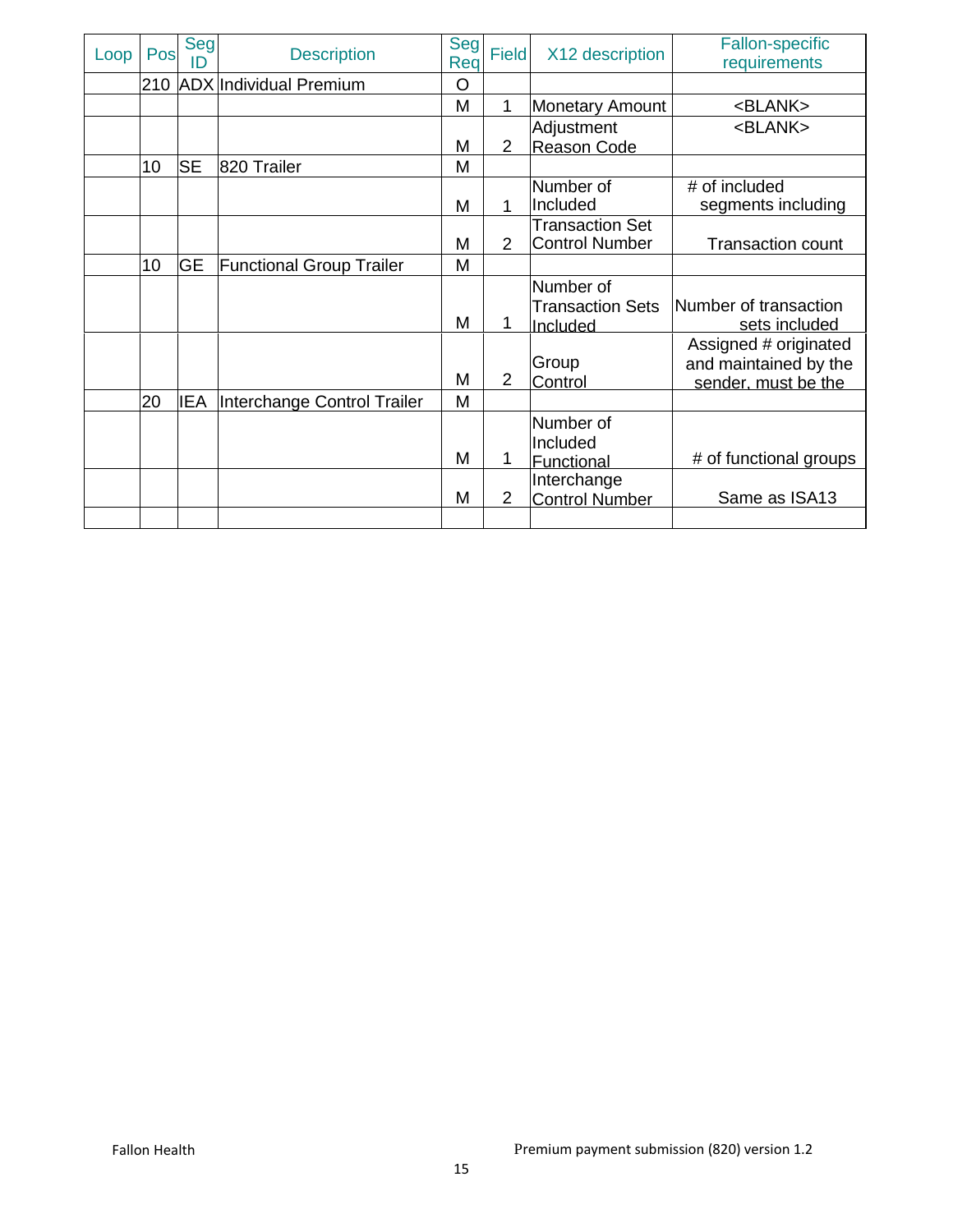| Loop | Pos | Seg ID | Description | Seg Req | Field | X12 description | Fallon-specific requirements |
|---|---|---|---|---|---|---|---|
| | 210 | ADX | Individual Premium | O | | | |
| | | | | M | 1 | Monetary Amount | <BLANK> |
| | | | | M | 2 | Adjustment Reason Code | <BLANK> |
| | 10 | SE | 820 Trailer | M | | | |
| | | | | M | 1 | Number of Included | # of included segments including |
| | | | | M | 2 | Transaction Set Control Number | Transaction count |
| | 10 | GE | Functional Group Trailer | M | | | |
| | | | | M | 1 | Number of Transaction Sets Included | Number of transaction sets included |
| | | | | M | 2 | Group Control | Assigned # originated and maintained by the sender, must be the |
| | 20 | IEA | Interchange Control Trailer | M | | | |
| | | | | M | 1 | Number of Included Functional | # of functional groups |
| | | | | M | 2 | Interchange Control Number | Same as ISA13 |
| | | | | | | | |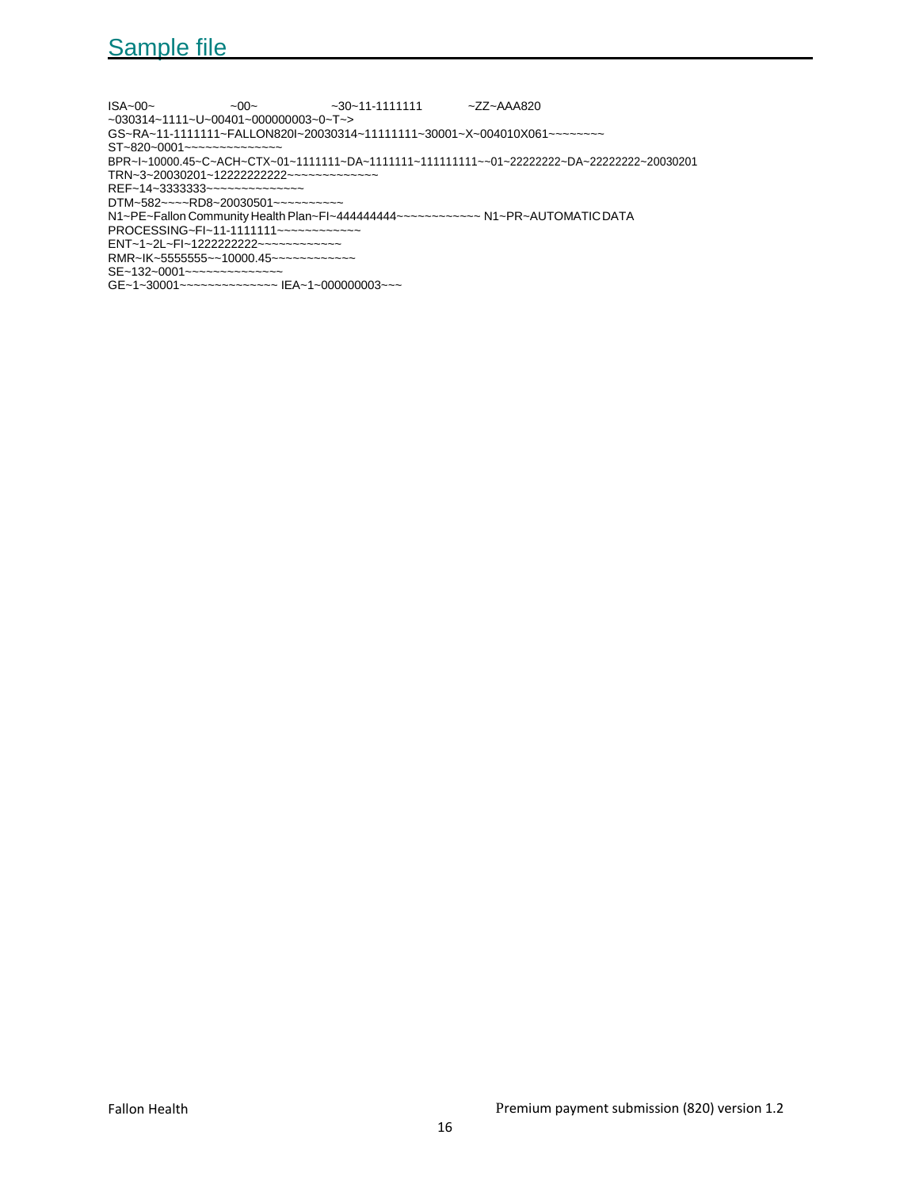## Sample file

```
ISA~00~          ~00~          ~30~11-1111111          ~ZZ~AAA820
~030314~1111~U~00401~000000003~0~T~>
GS~RA~11-1111111~FALLON820I~20030314~11111111~30001~X~004010X061~~~~~~~~
ST~820~0001~~~~~~~~~~~~~~
BPR~I~10000.45~C~ACH~CTX~01~1111111~DA~1111111~111111111~~01~22222222~DA~22222222~20030201
TRN~3~20030201~12222222222~~~~~~~~~~~~~
REF~14~3333333~~~~~~~~~~~~~~
DTM~582~~~~RD8~20030501~~~~~~~~~~
N1~PE~Fallon Community Health Plan~FI~444444444~~~~~~~~~~~~ N1~PR~AUTOMATIC DATA
PROCESSING~FI~11-1111111~~~~~~~~~~~~
ENT~1~2L~FI~1222222222~~~~~~~~~~~~
RMR~IK~5555555~~10000.45~~~~~~~~~~~~
SE~132~0001~~~~~~~~~~~~~~
GE~1~30001~~~~~~~~~~~~~~ IEA~1~000000003~~~
```

Fallon Health — Premium payment submission (820) version 1.2